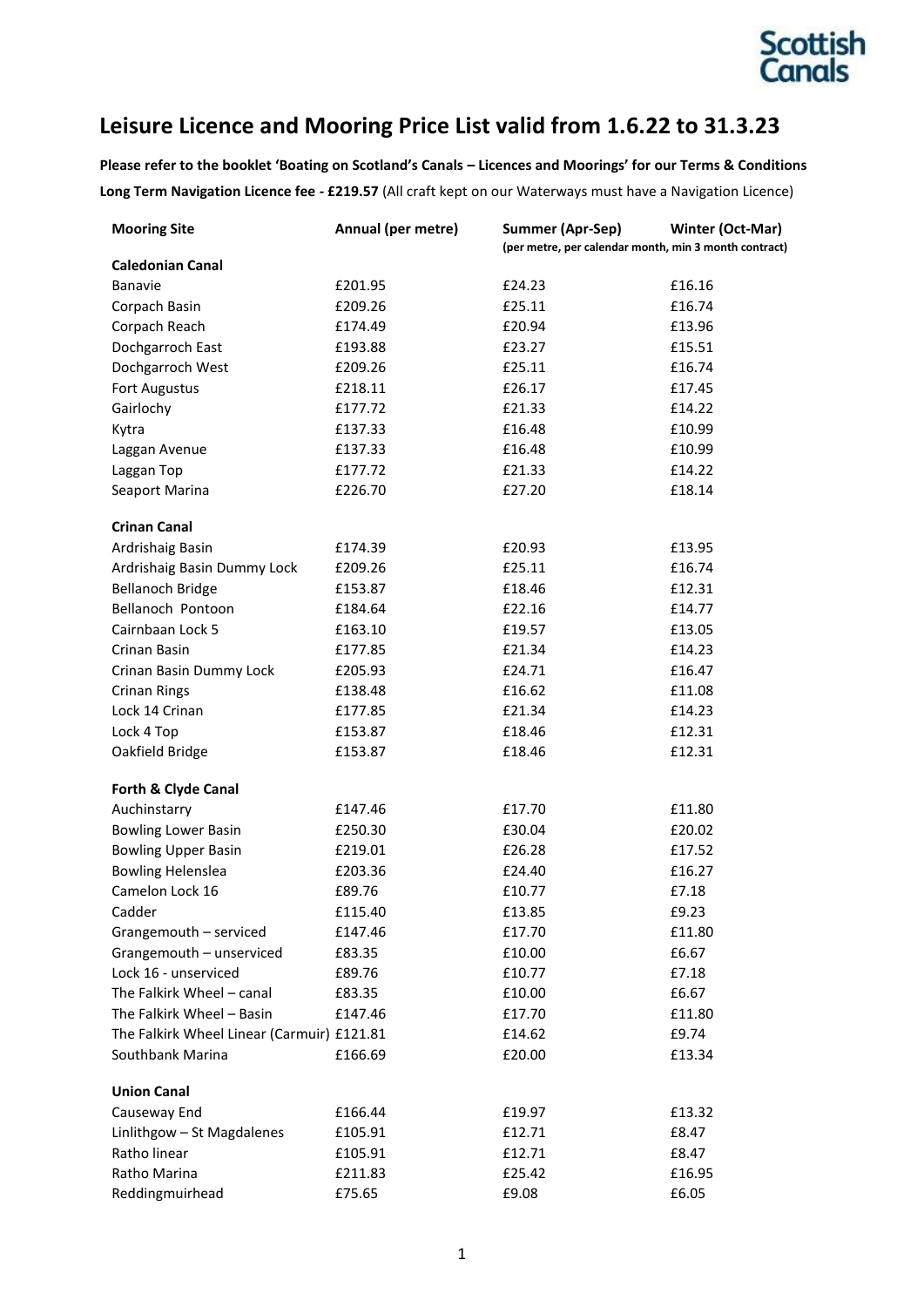# Leisure Licence and Mooring Price List valid from 1.6.22 to 31.3.23

**Please refer to the booklet 'Boating on Scotland's Canals – Licences and Moorings' for our Terms & Conditions**

**Long Term Navigation Licence fee - £219.57** (All craft kept on our Waterways must have a Navigation Licence)

| Mooring Site | Annual (per metre) | Summer (Apr-Sep) | Winter (Oct-Mar) |
|---|---|---|---|
| | | **(per metre, per calendar month, min 3 month contract)** | |
| **Caledonian Canal** | | | |
| Banavie | £201.95 | £24.23 | £16.16 |
| Corpach Basin | £209.26 | £25.11 | £16.74 |
| Corpach Reach | £174.49 | £20.94 | £13.96 |
| Dochgarroch East | £193.88 | £23.27 | £15.51 |
| Dochgarroch West | £209.26 | £25.11 | £16.74 |
| Fort Augustus | £218.11 | £26.17 | £17.45 |
| Gairlochy | £177.72 | £21.33 | £14.22 |
| Kytra | £137.33 | £16.48 | £10.99 |
| Laggan Avenue | £137.33 | £16.48 | £10.99 |
| Laggan Top | £177.72 | £21.33 | £14.22 |
| Seaport Marina | £226.70 | £27.20 | £18.14 |
| **Crinan Canal** | | | |
| Ardrishaig Basin | £174.39 | £20.93 | £13.95 |
| Ardrishaig Basin Dummy Lock | £209.26 | £25.11 | £16.74 |
| Bellanoch Bridge | £153.87 | £18.46 | £12.31 |
| Bellanoch Pontoon | £184.64 | £22.16 | £14.77 |
| Cairnbaan Lock 5 | £163.10 | £19.57 | £13.05 |
| Crinan Basin | £177.85 | £21.34 | £14.23 |
| Crinan Basin Dummy Lock | £205.93 | £24.71 | £16.47 |
| Crinan Rings | £138.48 | £16.62 | £11.08 |
| Lock 14 Crinan | £177.85 | £21.34 | £14.23 |
| Lock 4 Top | £153.87 | £18.46 | £12.31 |
| Oakfield Bridge | £153.87 | £18.46 | £12.31 |
| **Forth & Clyde Canal** | | | |
| Auchinstarry | £147.46 | £17.70 | £11.80 |
| Bowling Lower Basin | £250.30 | £30.04 | £20.02 |
| Bowling Upper Basin | £219.01 | £26.28 | £17.52 |
| Bowling Helenslea | £203.36 | £24.40 | £16.27 |
| Camelon Lock 16 | £89.76 | £10.77 | £7.18 |
| Cadder | £115.40 | £13.85 | £9.23 |
| Grangemouth – serviced | £147.46 | £17.70 | £11.80 |
| Grangemouth – unserviced | £83.35 | £10.00 | £6.67 |
| Lock 16 - unserviced | £89.76 | £10.77 | £7.18 |
| The Falkirk Wheel – canal | £83.35 | £10.00 | £6.67 |
| The Falkirk Wheel – Basin | £147.46 | £17.70 | £11.80 |
| The Falkirk Wheel Linear (Carmuir) | £121.81 | £14.62 | £9.74 |
| Southbank Marina | £166.69 | £20.00 | £13.34 |
| **Union Canal** | | | |
| Causeway End | £166.44 | £19.97 | £13.32 |
| Linlithgow – St Magdalenes | £105.91 | £12.71 | £8.47 |
| Ratho linear | £105.91 | £12.71 | £8.47 |
| Ratho Marina | £211.83 | £25.42 | £16.95 |
| Reddingmuirhead | £75.65 | £9.08 | £6.05 |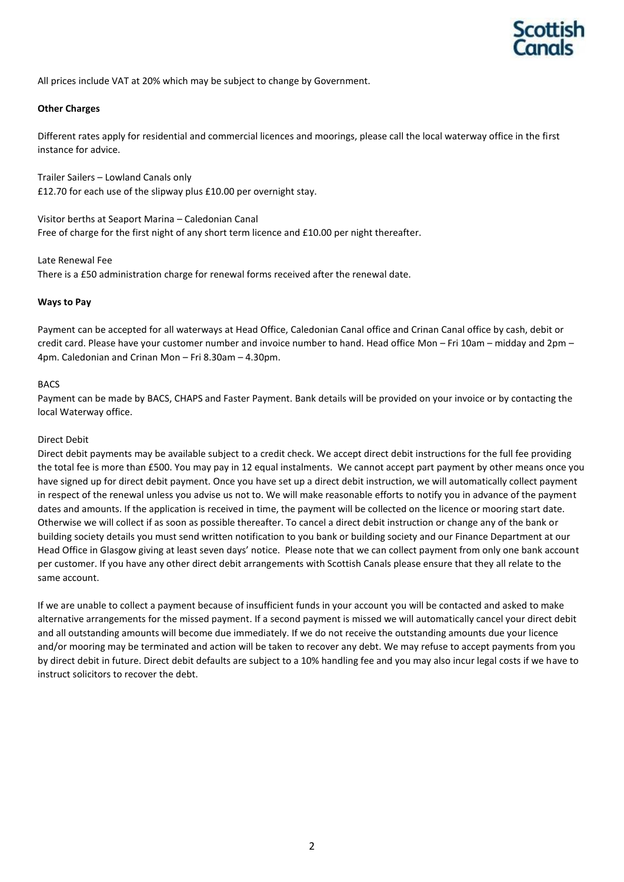All prices include VAT at 20% which may be subject to change by Government.

**Other Charges**

Different rates apply for residential and commercial licences and moorings, please call the local waterway office in the first instance for advice.

Trailer Sailers – Lowland Canals only
£12.70 for each use of the slipway plus £10.00 per overnight stay.

Visitor berths at Seaport Marina – Caledonian Canal
Free of charge for the first night of any short term licence and £10.00 per night thereafter.

Late Renewal Fee
There is a £50 administration charge for renewal forms received after the renewal date.

**Ways to Pay**

Payment can be accepted for all waterways at Head Office, Caledonian Canal office and Crinan Canal office by cash, debit or credit card. Please have your customer number and invoice number to hand. Head office Mon – Fri 10am – midday and 2pm – 4pm. Caledonian and Crinan Mon – Fri 8.30am – 4.30pm.

BACS
Payment can be made by BACS, CHAPS and Faster Payment. Bank details will be provided on your invoice or by contacting the local Waterway office.

Direct Debit
Direct debit payments may be available subject to a credit check. We accept direct debit instructions for the full fee providing the total fee is more than £500. You may pay in 12 equal instalments. We cannot accept part payment by other means once you have signed up for direct debit payment. Once you have set up a direct debit instruction, we will automatically collect payment in respect of the renewal unless you advise us not to. We will make reasonable efforts to notify you in advance of the payment dates and amounts. If the application is received in time, the payment will be collected on the licence or mooring start date. Otherwise we will collect if as soon as possible thereafter. To cancel a direct debit instruction or change any of the bank or building society details you must send written notification to you bank or building society and our Finance Department at our Head Office in Glasgow giving at least seven days' notice. Please note that we can collect payment from only one bank account per customer. If you have any other direct debit arrangements with Scottish Canals please ensure that they all relate to the same account.

If we are unable to collect a payment because of insufficient funds in your account you will be contacted and asked to make alternative arrangements for the missed payment. If a second payment is missed we will automatically cancel your direct debit and all outstanding amounts will become due immediately. If we do not receive the outstanding amounts due your licence and/or mooring may be terminated and action will be taken to recover any debt. We may refuse to accept payments from you by direct debit in future. Direct debit defaults are subject to a 10% handling fee and you may also incur legal costs if we have to instruct solicitors to recover the debt.